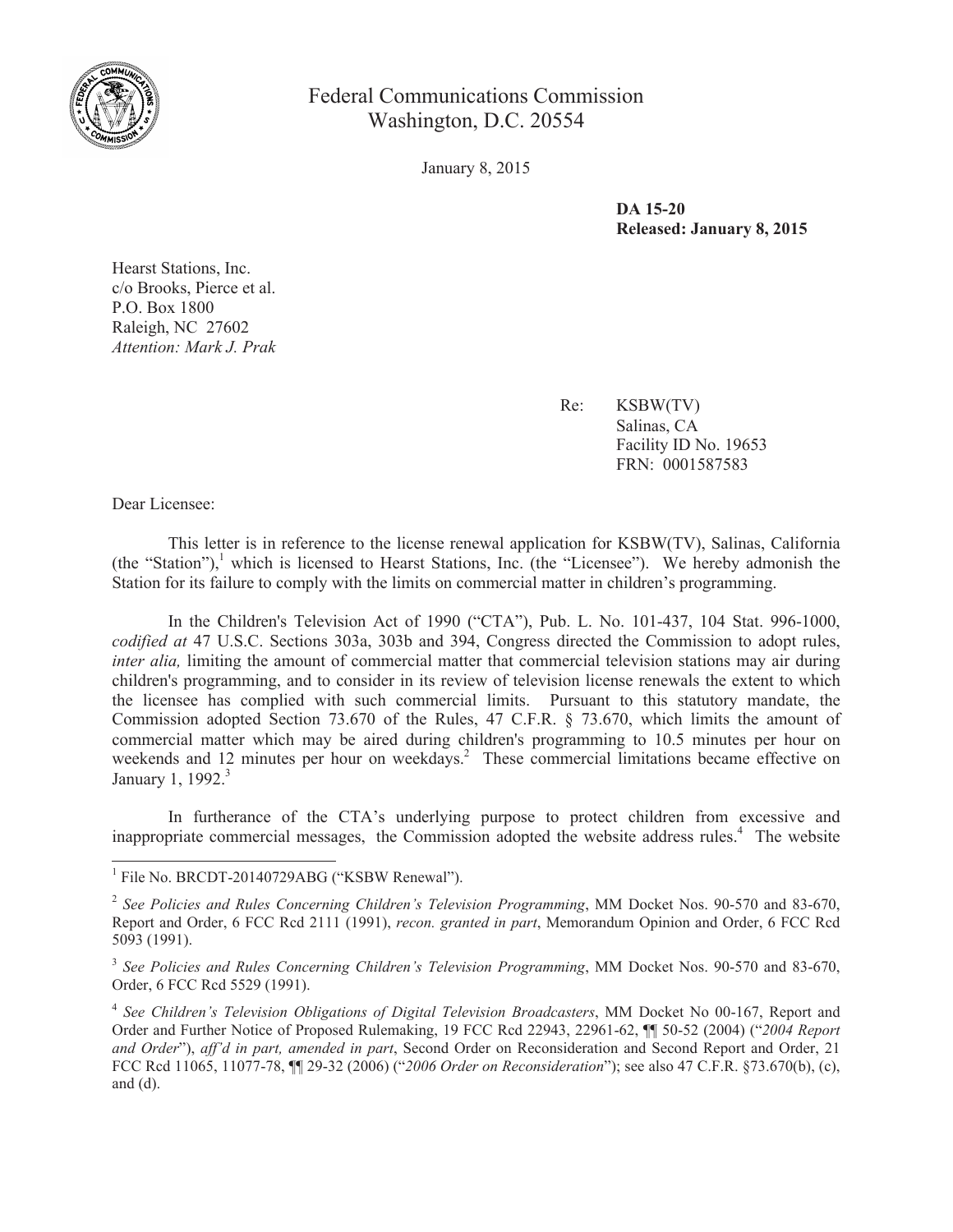Federal Communications Commission
Washington, D.C. 20554

January 8, 2015

**DA 15-20**
**Released: January 8, 2015**

Hearst Stations, Inc.
c/o Brooks, Pierce et al.
P.O. Box 1800
Raleigh, NC 27602
*Attention: Mark J. Prak*

Re: KSBW(TV)
Salinas, CA
Facility ID No. 19653
FRN: 0001587583

Dear Licensee:

This letter is in reference to the license renewal application for KSBW(TV), Salinas, California (the "Station"),[1] which is licensed to Hearst Stations, Inc. (the "Licensee"). We hereby admonish the Station for its failure to comply with the limits on commercial matter in children's programming.

In the Children's Television Act of 1990 ("CTA"), Pub. L. No. 101-437, 104 Stat. 996-1000, *codified at* 47 U.S.C. Sections 303a, 303b and 394, Congress directed the Commission to adopt rules, *inter alia,* limiting the amount of commercial matter that commercial television stations may air during children's programming, and to consider in its review of television license renewals the extent to which the licensee has complied with such commercial limits. Pursuant to this statutory mandate, the Commission adopted Section 73.670 of the Rules, 47 C.F.R. § 73.670, which limits the amount of commercial matter which may be aired during children's programming to 10.5 minutes per hour on weekends and 12 minutes per hour on weekdays.[2] These commercial limitations became effective on January 1, 1992.[3]

In furtherance of the CTA's underlying purpose to protect children from excessive and inappropriate commercial messages, the Commission adopted the website address rules.[4] The website

---

[1] File No. BRCDT-20140729ABG ("KSBW Renewal").

[2] *See Policies and Rules Concerning Children's Television Programming*, MM Docket Nos. 90-570 and 83-670, Report and Order, 6 FCC Rcd 2111 (1991), *recon. granted in part*, Memorandum Opinion and Order, 6 FCC Rcd 5093 (1991).

[3] *See Policies and Rules Concerning Children's Television Programming*, MM Docket Nos. 90-570 and 83-670, Order, 6 FCC Rcd 5529 (1991).

[4] *See Children's Television Obligations of Digital Television Broadcasters*, MM Docket No 00-167, Report and Order and Further Notice of Proposed Rulemaking, 19 FCC Rcd 22943, 22961-62, ¶¶ 50-52 (2004) ("*2004 Report and Order*"), *aff'd in part, amended in part*, Second Order on Reconsideration and Second Report and Order, 21 FCC Rcd 11065, 11077-78, ¶¶ 29-32 (2006) ("*2006 Order on Reconsideration*"); see also 47 C.F.R. §73.670(b), (c), and (d).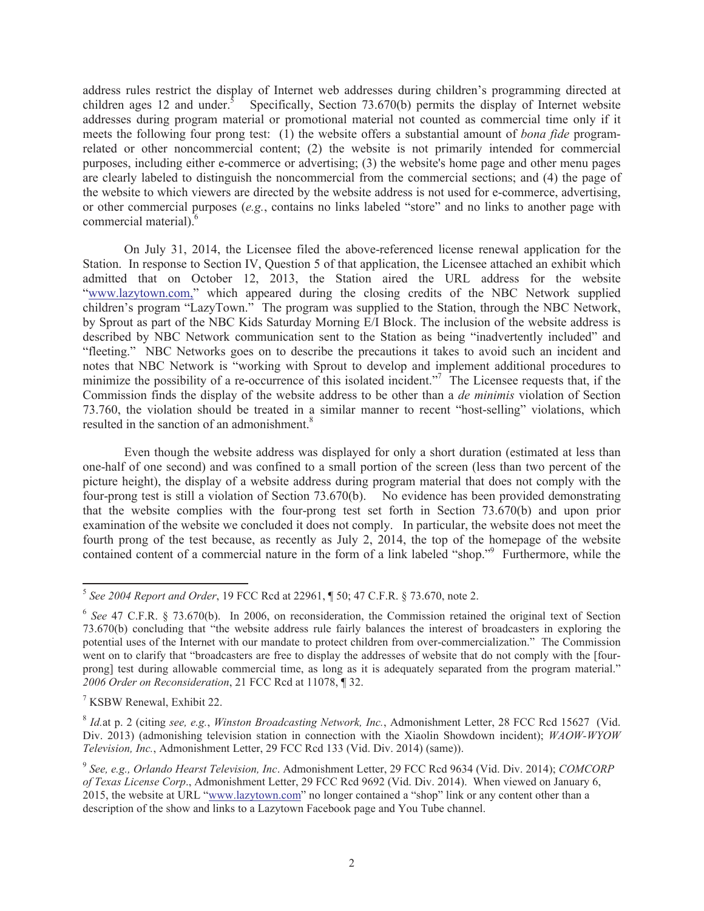address rules restrict the display of Internet web addresses during children's programming directed at children ages 12 and under.[5] Specifically, Section 73.670(b) permits the display of Internet website addresses during program material or promotional material not counted as commercial time only if it meets the following four prong test: (1) the website offers a substantial amount of *bona fide* program-related or other noncommercial content; (2) the website is not primarily intended for commercial purposes, including either e-commerce or advertising; (3) the website's home page and other menu pages are clearly labeled to distinguish the noncommercial from the commercial sections; and (4) the page of the website to which viewers are directed by the website address is not used for e-commerce, advertising, or other commercial purposes (*e.g.*, contains no links labeled "store" and no links to another page with commercial material).[6]

On July 31, 2014, the Licensee filed the above-referenced license renewal application for the Station. In response to Section IV, Question 5 of that application, the Licensee attached an exhibit which admitted that on October 12, 2013, the Station aired the URL address for the website "www.lazytown.com," which appeared during the closing credits of the NBC Network supplied children's program "LazyTown." The program was supplied to the Station, through the NBC Network, by Sprout as part of the NBC Kids Saturday Morning E/I Block. The inclusion of the website address is described by NBC Network communication sent to the Station as being "inadvertently included" and "fleeting." NBC Networks goes on to describe the precautions it takes to avoid such an incident and notes that NBC Network is "working with Sprout to develop and implement additional procedures to minimize the possibility of a re-occurrence of this isolated incident."[7] The Licensee requests that, if the Commission finds the display of the website address to be other than a *de minimis* violation of Section 73.760, the violation should be treated in a similar manner to recent "host-selling" violations, which resulted in the sanction of an admonishment.[8]

Even though the website address was displayed for only a short duration (estimated at less than one-half of one second) and was confined to a small portion of the screen (less than two percent of the picture height), the display of a website address during program material that does not comply with the four-prong test is still a violation of Section 73.670(b). No evidence has been provided demonstrating that the website complies with the four-prong test set forth in Section 73.670(b) and upon prior examination of the website we concluded it does not comply. In particular, the website does not meet the fourth prong of the test because, as recently as July 2, 2014, the top of the homepage of the website contained content of a commercial nature in the form of a link labeled "shop."[9] Furthermore, while the

---

[5] *See 2004 Report and Order*, 19 FCC Rcd at 22961, ¶ 50; 47 C.F.R. § 73.670, note 2.

[6] *See* 47 C.F.R. § 73.670(b). In 2006, on reconsideration, the Commission retained the original text of Section 73.670(b) concluding that "the website address rule fairly balances the interest of broadcasters in exploring the potential uses of the Internet with our mandate to protect children from over-commercialization." The Commission went on to clarify that "broadcasters are free to display the addresses of website that do not comply with the [four-prong] test during allowable commercial time, as long as it is adequately separated from the program material." *2006 Order on Reconsideration*, 21 FCC Rcd at 11078, ¶ 32.

[7] KSBW Renewal, Exhibit 22.

[8] *Id.*at p. 2 (citing *see, e.g.*, *Winston Broadcasting Network, Inc.*, Admonishment Letter, 28 FCC Rcd 15627 (Vid. Div. 2013) (admonishing television station in connection with the Xiaolin Showdown incident); *WAOW-WYOW Television, Inc.*, Admonishment Letter, 29 FCC Rcd 133 (Vid. Div. 2014) (same)).

[9] *See, e.g., Orlando Hearst Television, Inc*. Admonishment Letter, 29 FCC Rcd 9634 (Vid. Div. 2014); *COMCORP of Texas License Corp*., Admonishment Letter, 29 FCC Rcd 9692 (Vid. Div. 2014). When viewed on January 6, 2015, the website at URL "www.lazytown.com" no longer contained a "shop" link or any content other than a description of the show and links to a Lazytown Facebook page and You Tube channel.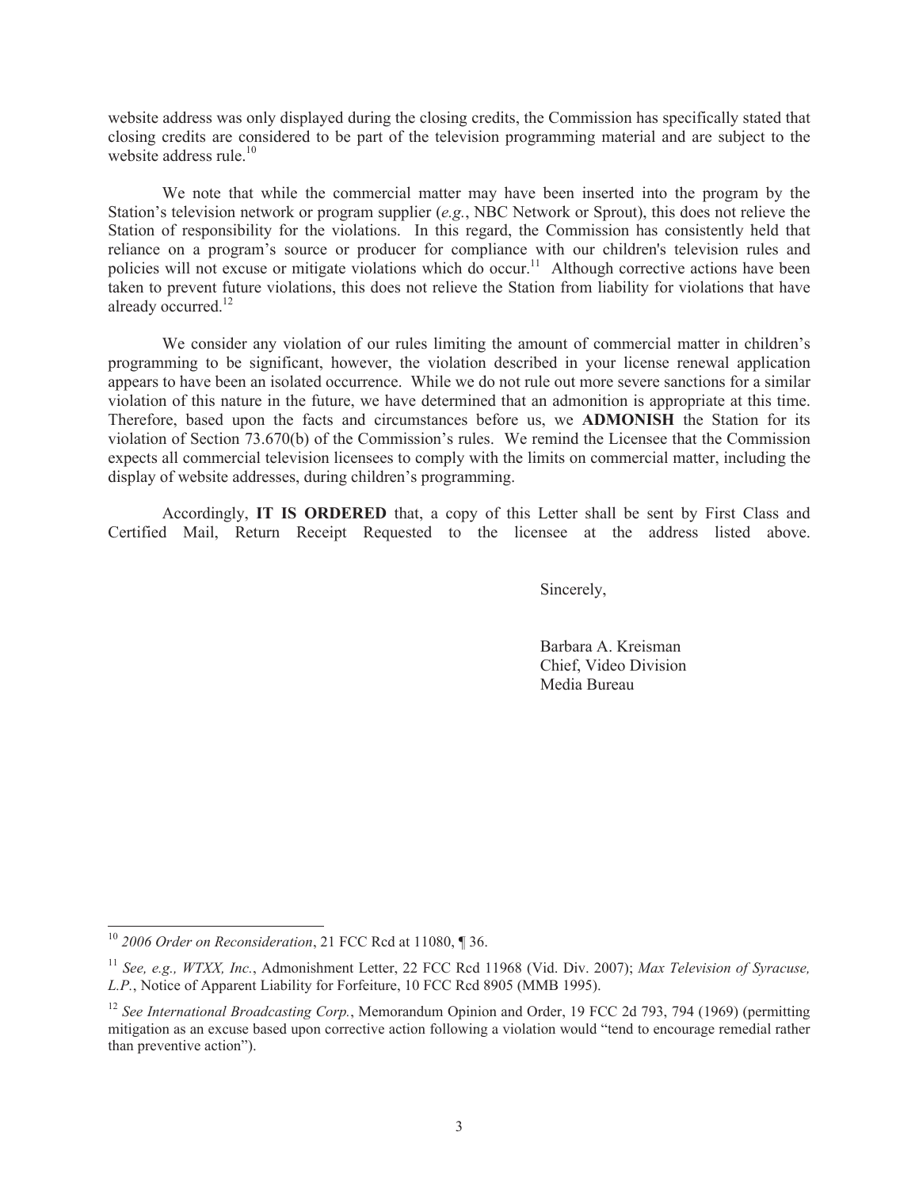website address was only displayed during the closing credits, the Commission has specifically stated that closing credits are considered to be part of the television programming material and are subject to the website address rule.[10]

We note that while the commercial matter may have been inserted into the program by the Station's television network or program supplier (*e.g.*, NBC Network or Sprout), this does not relieve the Station of responsibility for the violations. In this regard, the Commission has consistently held that reliance on a program's source or producer for compliance with our children's television rules and policies will not excuse or mitigate violations which do occur.[11] Although corrective actions have been taken to prevent future violations, this does not relieve the Station from liability for violations that have already occurred.[12]

We consider any violation of our rules limiting the amount of commercial matter in children's programming to be significant, however, the violation described in your license renewal application appears to have been an isolated occurrence. While we do not rule out more severe sanctions for a similar violation of this nature in the future, we have determined that an admonition is appropriate at this time. Therefore, based upon the facts and circumstances before us, we **ADMONISH** the Station for its violation of Section 73.670(b) of the Commission's rules. We remind the Licensee that the Commission expects all commercial television licensees to comply with the limits on commercial matter, including the display of website addresses, during children's programming.

Accordingly, **IT IS ORDERED** that, a copy of this Letter shall be sent by First Class and Certified Mail, Return Receipt Requested to the licensee at the address listed above.

Sincerely,

Barbara A. Kreisman
Chief, Video Division
Media Bureau

---

[10] *2006 Order on Reconsideration*, 21 FCC Rcd at 11080, ¶ 36.

[11] *See, e.g., WTXX, Inc.*, Admonishment Letter, 22 FCC Rcd 11968 (Vid. Div. 2007); *Max Television of Syracuse, L.P.*, Notice of Apparent Liability for Forfeiture, 10 FCC Rcd 8905 (MMB 1995).

[12] *See International Broadcasting Corp.*, Memorandum Opinion and Order, 19 FCC 2d 793, 794 (1969) (permitting mitigation as an excuse based upon corrective action following a violation would "tend to encourage remedial rather than preventive action").